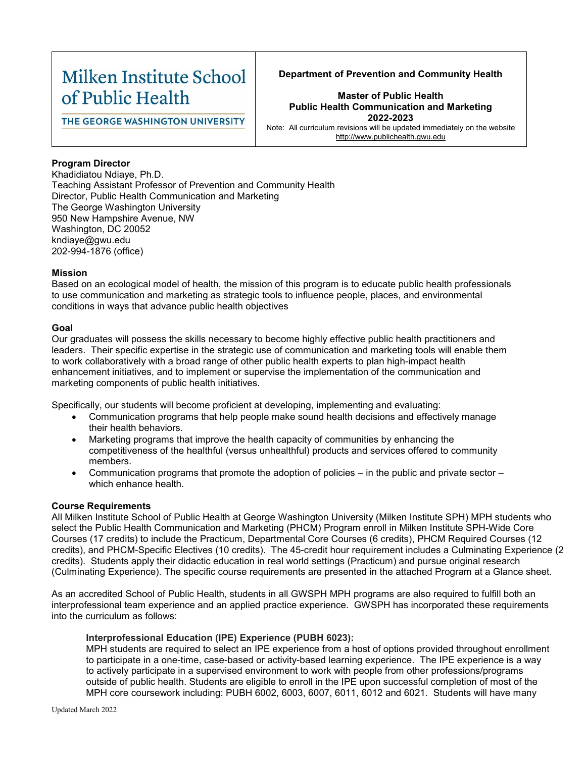| Milken Institute School of Public Health<br>THE GEORGE WASHINGTON UNIVERSITY | **Department of Prevention and Community Health**<br><br>**Master of Public Health**<br>**Public Health Communication and Marketing**<br>**2022-2023**<br>Note: All curriculum revisions will be updated immediately on the website http://www.publichealth.gwu.edu |
|---|---|

**Program Director**
Khadidiatou Ndiaye, Ph.D.
Teaching Assistant Professor of Prevention and Community Health
Director, Public Health Communication and Marketing
The George Washington University
950 New Hampshire Avenue, NW
Washington, DC 20052
kndiaye@gwu.edu
202-994-1876 (office)

**Mission**
Based on an ecological model of health, the mission of this program is to educate public health professionals to use communication and marketing as strategic tools to influence people, places, and environmental conditions in ways that advance public health objectives

**Goal**
Our graduates will possess the skills necessary to become highly effective public health practitioners and leaders. Their specific expertise in the strategic use of communication and marketing tools will enable them to work collaboratively with a broad range of other public health experts to plan high-impact health enhancement initiatives, and to implement or supervise the implementation of the communication and marketing components of public health initiatives.

Specifically, our students will become proficient at developing, implementing and evaluating:

- Communication programs that help people make sound health decisions and effectively manage their health behaviors.
- Marketing programs that improve the health capacity of communities by enhancing the competitiveness of the healthful (versus unhealthful) products and services offered to community members.
- Communication programs that promote the adoption of policies – in the public and private sector – which enhance health.

**Course Requirements**
All Milken Institute School of Public Health at George Washington University (Milken Institute SPH) MPH students who select the Public Health Communication and Marketing (PHCM) Program enroll in Milken Institute SPH-Wide Core Courses (17 credits) to include the Practicum, Departmental Core Courses (6 credits), PHCM Required Courses (12 credits), and PHCM-Specific Electives (10 credits). The 45-credit hour requirement includes a Culminating Experience (2 credits). Students apply their didactic education in real world settings (Practicum) and pursue original research (Culminating Experience). The specific course requirements are presented in the attached Program at a Glance sheet.

As an accredited School of Public Health, students in all GWSPH MPH programs are also required to fulfill both an interprofessional team experience and an applied practice experience. GWSPH has incorporated these requirements into the curriculum as follows:

**Interprofessional Education (IPE) Experience (PUBH 6023):**
MPH students are required to select an IPE experience from a host of options provided throughout enrollment to participate in a one-time, case-based or activity-based learning experience. The IPE experience is a way to actively participate in a supervised environment to work with people from other professions/programs outside of public health. Students are eligible to enroll in the IPE upon successful completion of most of the MPH core coursework including: PUBH 6002, 6003, 6007, 6011, 6012 and 6021. Students will have many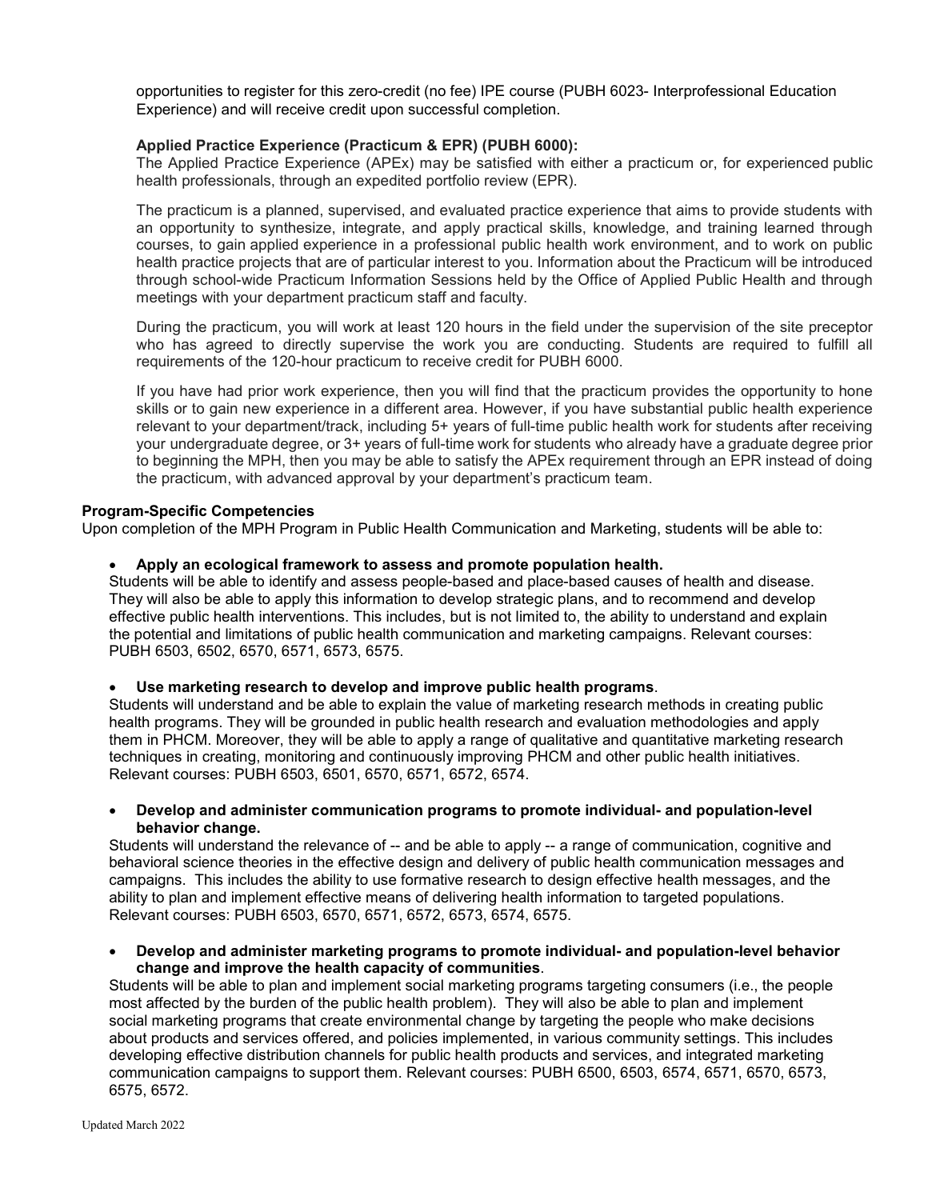opportunities to register for this zero-credit (no fee) IPE course (PUBH 6023- Interprofessional Education Experience) and will receive credit upon successful completion.

**Applied Practice Experience (Practicum & EPR) (PUBH 6000):**

The Applied Practice Experience (APEx) may be satisfied with either a practicum or, for experienced public health professionals, through an expedited portfolio review (EPR).

The practicum is a planned, supervised, and evaluated practice experience that aims to provide students with an opportunity to synthesize, integrate, and apply practical skills, knowledge, and training learned through courses, to gain applied experience in a professional public health work environment, and to work on public health practice projects that are of particular interest to you. Information about the Practicum will be introduced through school-wide Practicum Information Sessions held by the Office of Applied Public Health and through meetings with your department practicum staff and faculty.

During the practicum, you will work at least 120 hours in the field under the supervision of the site preceptor who has agreed to directly supervise the work you are conducting. Students are required to fulfill all requirements of the 120-hour practicum to receive credit for PUBH 6000.

If you have had prior work experience, then you will find that the practicum provides the opportunity to hone skills or to gain new experience in a different area. However, if you have substantial public health experience relevant to your department/track, including 5+ years of full-time public health work for students after receiving your undergraduate degree, or 3+ years of full-time work for students who already have a graduate degree prior to beginning the MPH, then you may be able to satisfy the APEx requirement through an EPR instead of doing the practicum, with advanced approval by your department's practicum team.

**Program-Specific Competencies**

Upon completion of the MPH Program in Public Health Communication and Marketing, students will be able to:

- **Apply an ecological framework to assess and promote population health.**

Students will be able to identify and assess people-based and place-based causes of health and disease. They will also be able to apply this information to develop strategic plans, and to recommend and develop effective public health interventions. This includes, but is not limited to, the ability to understand and explain the potential and limitations of public health communication and marketing campaigns. Relevant courses: PUBH 6503, 6502, 6570, 6571, 6573, 6575.

- **Use marketing research to develop and improve public health programs**.

Students will understand and be able to explain the value of marketing research methods in creating public health programs. They will be grounded in public health research and evaluation methodologies and apply them in PHCM. Moreover, they will be able to apply a range of qualitative and quantitative marketing research techniques in creating, monitoring and continuously improving PHCM and other public health initiatives. Relevant courses: PUBH 6503, 6501, 6570, 6571, 6572, 6574.

- **Develop and administer communication programs to promote individual- and population-level behavior change.**

Students will understand the relevance of -- and be able to apply -- a range of communication, cognitive and behavioral science theories in the effective design and delivery of public health communication messages and campaigns. This includes the ability to use formative research to design effective health messages, and the ability to plan and implement effective means of delivering health information to targeted populations. Relevant courses: PUBH 6503, 6570, 6571, 6572, 6573, 6574, 6575.

- **Develop and administer marketing programs to promote individual- and population-level behavior change and improve the health capacity of communities**.

Students will be able to plan and implement social marketing programs targeting consumers (i.e., the people most affected by the burden of the public health problem). They will also be able to plan and implement social marketing programs that create environmental change by targeting the people who make decisions about products and services offered, and policies implemented, in various community settings. This includes developing effective distribution channels for public health products and services, and integrated marketing communication campaigns to support them. Relevant courses: PUBH 6500, 6503, 6574, 6571, 6570, 6573, 6575, 6572.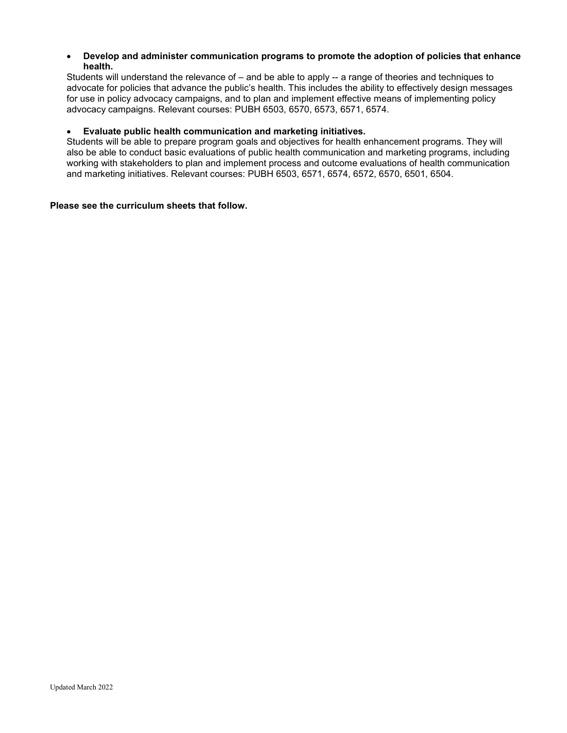- **Develop and administer communication programs to promote the adoption of policies that enhance health.**

  Students will understand the relevance of – and be able to apply -- a range of theories and techniques to advocate for policies that advance the public's health. This includes the ability to effectively design messages for use in policy advocacy campaigns, and to plan and implement effective means of implementing policy advocacy campaigns. Relevant courses: PUBH 6503, 6570, 6573, 6571, 6574.

- **Evaluate public health communication and marketing initiatives.**

  Students will be able to prepare program goals and objectives for health enhancement programs. They will also be able to conduct basic evaluations of public health communication and marketing programs, including working with stakeholders to plan and implement process and outcome evaluations of health communication and marketing initiatives. Relevant courses: PUBH 6503, 6571, 6574, 6572, 6570, 6501, 6504.

**Please see the curriculum sheets that follow.**

Updated March 2022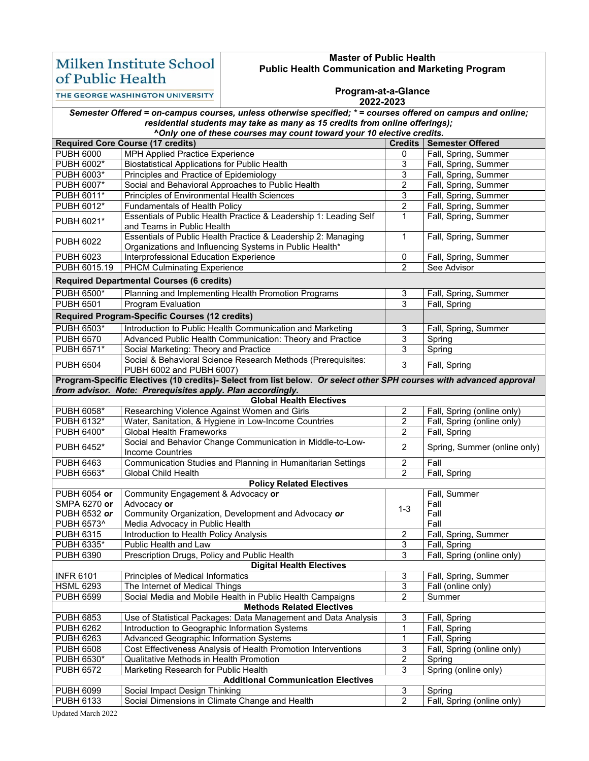**Milken Institute School of Public Health**
**THE GEORGE WASHINGTON UNIVERSITY**

# Master of Public Health
## Public Health Communication and Marketing Program

### Program-at-a-Glance
### 2022-2023

***Semester Offered = on-campus courses, unless specified; * = courses offered on campus and online; residential students may take as many as 15 credits from online offerings); ^Only one of these courses may count toward your 10 elective credits.***

| Required Core Course (17 credits) | | Credits | Semester Offered |
|---|---|---|---|
| PUBH 6000 | MPH Applied Practice Experience | 0 | Fall, Spring, Summer |
| PUBH 6002* | Biostatistical Applications for Public Health | 3 | Fall, Spring, Summer |
| PUBH 6003* | Principles and Practice of Epidemiology | 3 | Fall, Spring, Summer |
| PUBH 6007* | Social and Behavioral Approaches to Public Health | 2 | Fall, Spring, Summer |
| PUBH 6011* | Principles of Environmental Health Sciences | 3 | Fall, Spring, Summer |
| PUBH 6012* | Fundamentals of Health Policy | 2 | Fall, Spring, Summer |
| PUBH 6021* | Essentials of Public Health Practice & Leadership 1: Leading Self and Teams in Public Health | 1 | Fall, Spring, Summer |
| PUBH 6022 | Essentials of Public Health Practice & Leadership 2: Managing Organizations and Influencing Systems in Public Health* | 1 | Fall, Spring, Summer |
| PUBH 6023 | Interprofessional Education Experience | 0 | Fall, Spring, Summer |
| PUBH 6015.19 | PHCM Culminating Experience | 2 | See Advisor |
| **Required Departmental Courses (6 credits)** | | | |
| PUBH 6500* | Planning and Implementing Health Promotion Programs | 3 | Fall, Spring, Summer |
| PUBH 6501 | Program Evaluation | 3 | Fall, Spring |
| **Required Program-Specific Courses (12 credits)** | | | |
| PUBH 6503* | Introduction to Public Health Communication and Marketing | 3 | Fall, Spring, Summer |
| PUBH 6570 | Advanced Public Health Communication: Theory and Practice | 3 | Spring |
| PUBH 6571* | Social Marketing: Theory and Practice | 3 | Spring |
| PUBH 6504 | Social & Behavioral Science Research Methods (Prerequisites: PUBH 6002 and PUBH 6007) | 3 | Fall, Spring |
| **Program-Specific Electives (10 credits)- Select from list below.** ***Or select other SPH courses with advanced approval from advisor. Note: Prerequisites apply. Plan accordingly.*** | | | |
| **Global Health Electives** | | | |
| PUBH 6058* | Researching Violence Against Women and Girls | 2 | Fall, Spring (online only) |
| PUBH 6132* | Water, Sanitation, & Hygiene in Low-Income Countries | 2 | Fall, Spring (online only) |
| PUBH 6400* | Global Health Frameworks | 2 | Fall, Spring |
| PUBH 6452* | Social and Behavior Change Communication in Middle-to-Low-Income Countries | 2 | Spring, Summer (online only) |
| PUBH 6463 | Communication Studies and Planning in Humanitarian Settings | 2 | Fall |
| PUBH 6563* | Global Child Health | 2 | Fall, Spring |
| **Policy Related Electives** | | | |
| PUBH 6054 **or** SMPA 6270 **or** PUBH 6532 ***or*** PUBH 6573^ | Community Engagement & Advocacy **or** Advocacy **or** Community Organization, Development and Advocacy ***or*** Media Advocacy in Public Health | 1-3 | Fall, Summer / Fall / Fall / Fall |
| PUBH 6315 | Introduction to Health Policy Analysis | 2 | Fall, Spring, Summer |
| PUBH 6335* | Public Health and Law | 3 | Fall, Spring |
| PUBH 6390 | Prescription Drugs, Policy and Public Health | 3 | Fall, Spring (online only) |
| **Digital Health Electives** | | | |
| INFR 6101 | Principles of Medical Informatics | 3 | Fall, Spring, Summer |
| HSML 6293 | The Internet of Medical Things | 3 | Fall (online only) |
| PUBH 6599 | Social Media and Mobile Health in Public Health Campaigns | 2 | Summer |
| **Methods Related Electives** | | | |
| PUBH 6853 | Use of Statistical Packages: Data Management and Data Analysis | 3 | Fall, Spring |
| PUBH 6262 | Introduction to Geographic Information Systems | 1 | Fall, Spring |
| PUBH 6263 | Advanced Geographic Information Systems | 1 | Fall, Spring |
| PUBH 6508 | Cost Effectiveness Analysis of Health Promotion Interventions | 3 | Fall, Spring (online only) |
| PUBH 6530* | Qualitative Methods in Health Promotion | 2 | Spring |
| PUBH 6572 | Marketing Research for Public Health | 3 | Spring (online only) |
| **Additional Communication Electives** | | | |
| PUBH 6099 | Social Impact Design Thinking | 3 | Spring |
| PUBH 6133 | Social Dimensions in Climate Change and Health | 2 | Fall, Spring (online only) |

Updated March 2022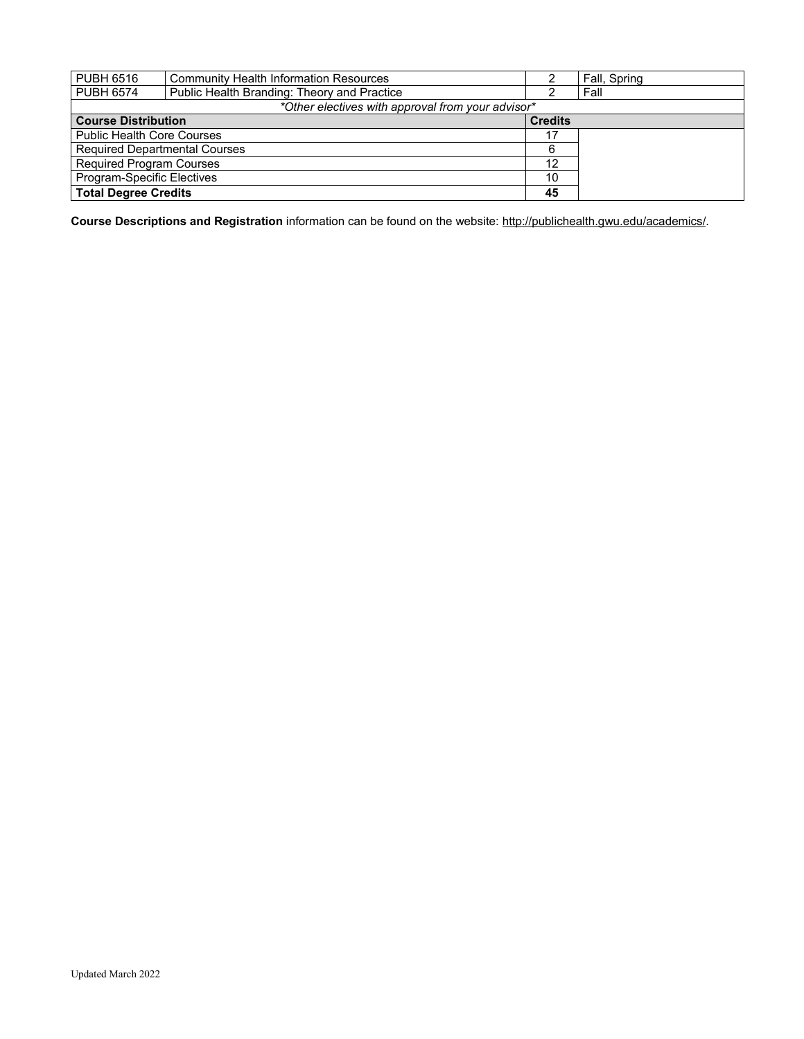| | | | |
|---|---|---|---|
| PUBH 6516 | Community Health Information Resources | 2 | Fall, Spring |
| PUBH 6574 | Public Health Branding: Theory and Practice | 2 | Fall |
| *Other electives with approval from your advisor* | | | |

| **Course Distribution** | **Credits** |
|---|---|
| Public Health Core Courses | 17 |
| Required Departmental Courses | 6 |
| Required Program Courses | 12 |
| Program-Specific Electives | 10 |
| **Total Degree Credits** | **45** |

**Course Descriptions and Registration** information can be found on the website: http://publichealth.gwu.edu/academics/.

Updated March 2022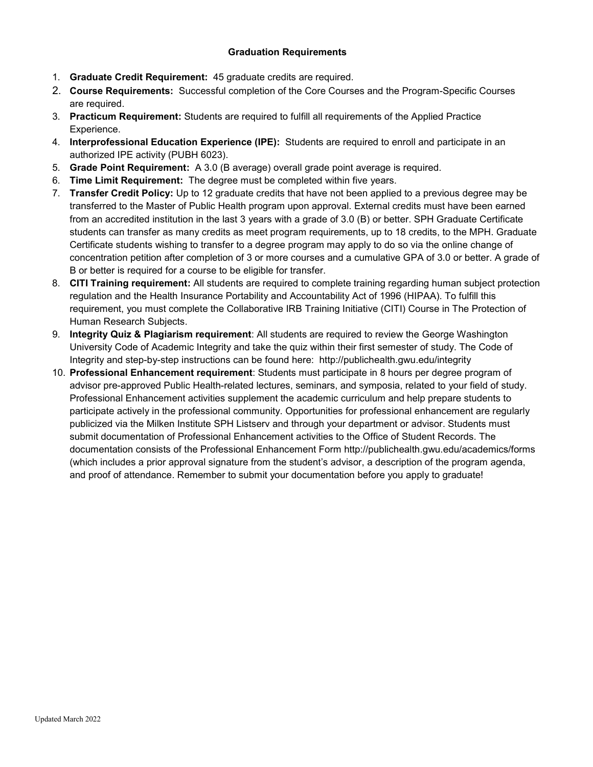**Graduation Requirements**

1. **Graduate Credit Requirement:** 45 graduate credits are required.
2. **Course Requirements:** Successful completion of the Core Courses and the Program-Specific Courses are required.
3. **Practicum Requirement:** Students are required to fulfill all requirements of the Applied Practice Experience.
4. **Interprofessional Education Experience (IPE):** Students are required to enroll and participate in an authorized IPE activity (PUBH 6023).
5. **Grade Point Requirement:** A 3.0 (B average) overall grade point average is required.
6. **Time Limit Requirement:** The degree must be completed within five years.
7. **Transfer Credit Policy:** Up to 12 graduate credits that have not been applied to a previous degree may be transferred to the Master of Public Health program upon approval. External credits must have been earned from an accredited institution in the last 3 years with a grade of 3.0 (B) or better. SPH Graduate Certificate students can transfer as many credits as meet program requirements, up to 18 credits, to the MPH. Graduate Certificate students wishing to transfer to a degree program may apply to do so via the online change of concentration petition after completion of 3 or more courses and a cumulative GPA of 3.0 or better. A grade of B or better is required for a course to be eligible for transfer.
8. **CITI Training requirement:** All students are required to complete training regarding human subject protection regulation and the Health Insurance Portability and Accountability Act of 1996 (HIPAA). To fulfill this requirement, you must complete the Collaborative IRB Training Initiative (CITI) Course in The Protection of Human Research Subjects.
9. **Integrity Quiz & Plagiarism requirement**: All students are required to review the George Washington University Code of Academic Integrity and take the quiz within their first semester of study. The Code of Integrity and step-by-step instructions can be found here: http://publichealth.gwu.edu/integrity
10. **Professional Enhancement requirement**: Students must participate in 8 hours per degree program of advisor pre-approved Public Health-related lectures, seminars, and symposia, related to your field of study. Professional Enhancement activities supplement the academic curriculum and help prepare students to participate actively in the professional community. Opportunities for professional enhancement are regularly publicized via the Milken Institute SPH Listserv and through your department or advisor. Students must submit documentation of Professional Enhancement activities to the Office of Student Records. The documentation consists of the Professional Enhancement Form http://publichealth.gwu.edu/academics/forms (which includes a prior approval signature from the student's advisor, a description of the program agenda, and proof of attendance. Remember to submit your documentation before you apply to graduate!

Updated March 2022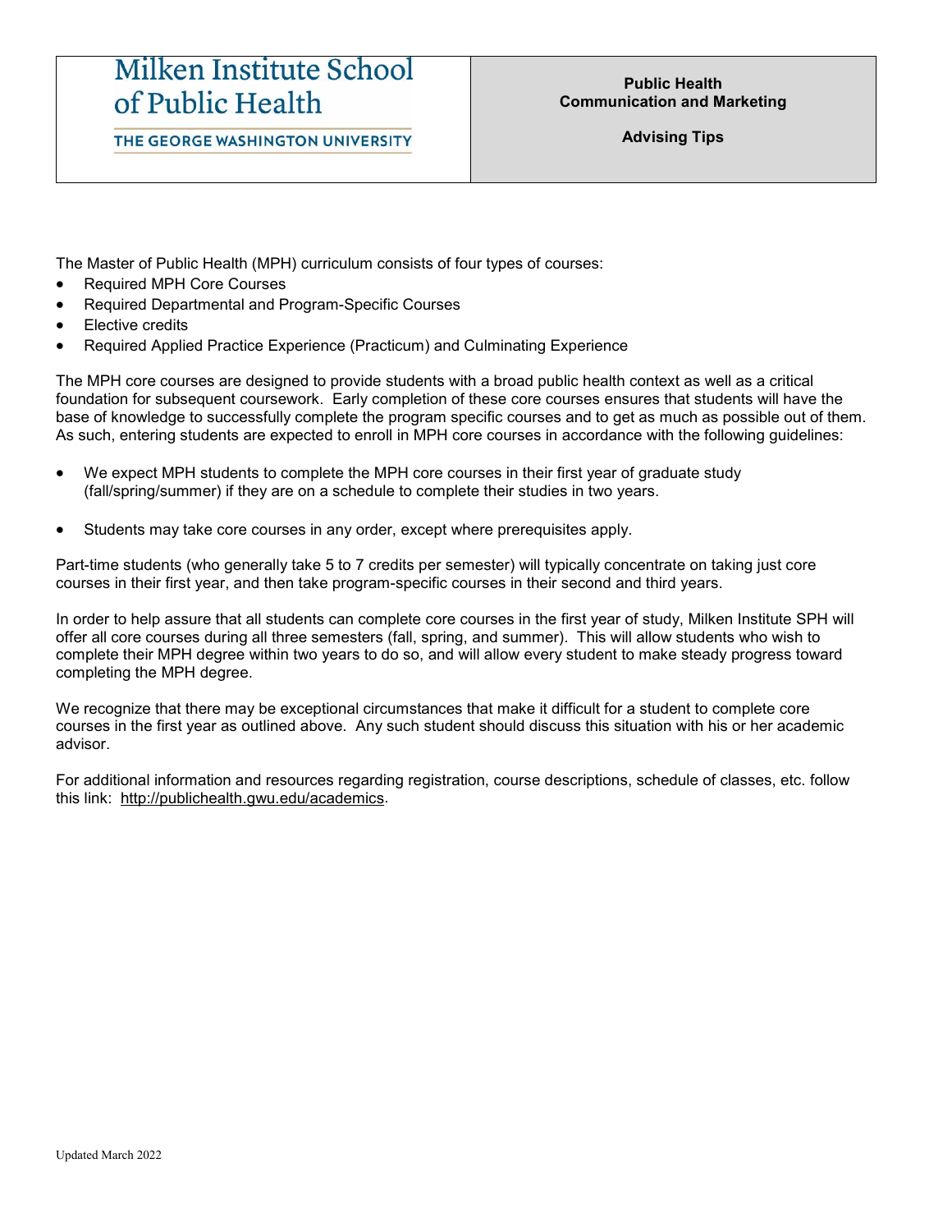Milken Institute School of Public Health

THE GEORGE WASHINGTON UNIVERSITY

**Public Health Communication and Marketing**

**Advising Tips**

The Master of Public Health (MPH) curriculum consists of four types of courses:

- Required MPH Core Courses
- Required Departmental and Program-Specific Courses
- Elective credits
- Required Applied Practice Experience (Practicum) and Culminating Experience

The MPH core courses are designed to provide students with a broad public health context as well as a critical foundation for subsequent coursework. Early completion of these core courses ensures that students will have the base of knowledge to successfully complete the program specific courses and to get as much as possible out of them. As such, entering students are expected to enroll in MPH core courses in accordance with the following guidelines:

- We expect MPH students to complete the MPH core courses in their first year of graduate study (fall/spring/summer) if they are on a schedule to complete their studies in two years.
- Students may take core courses in any order, except where prerequisites apply.

Part-time students (who generally take 5 to 7 credits per semester) will typically concentrate on taking just core courses in their first year, and then take program-specific courses in their second and third years.

In order to help assure that all students can complete core courses in the first year of study, Milken Institute SPH will offer all core courses during all three semesters (fall, spring, and summer). This will allow students who wish to complete their MPH degree within two years to do so, and will allow every student to make steady progress toward completing the MPH degree.

We recognize that there may be exceptional circumstances that make it difficult for a student to complete core courses in the first year as outlined above. Any such student should discuss this situation with his or her academic advisor.

For additional information and resources regarding registration, course descriptions, schedule of classes, etc. follow this link: http://publichealth.gwu.edu/academics.

Updated March 2022